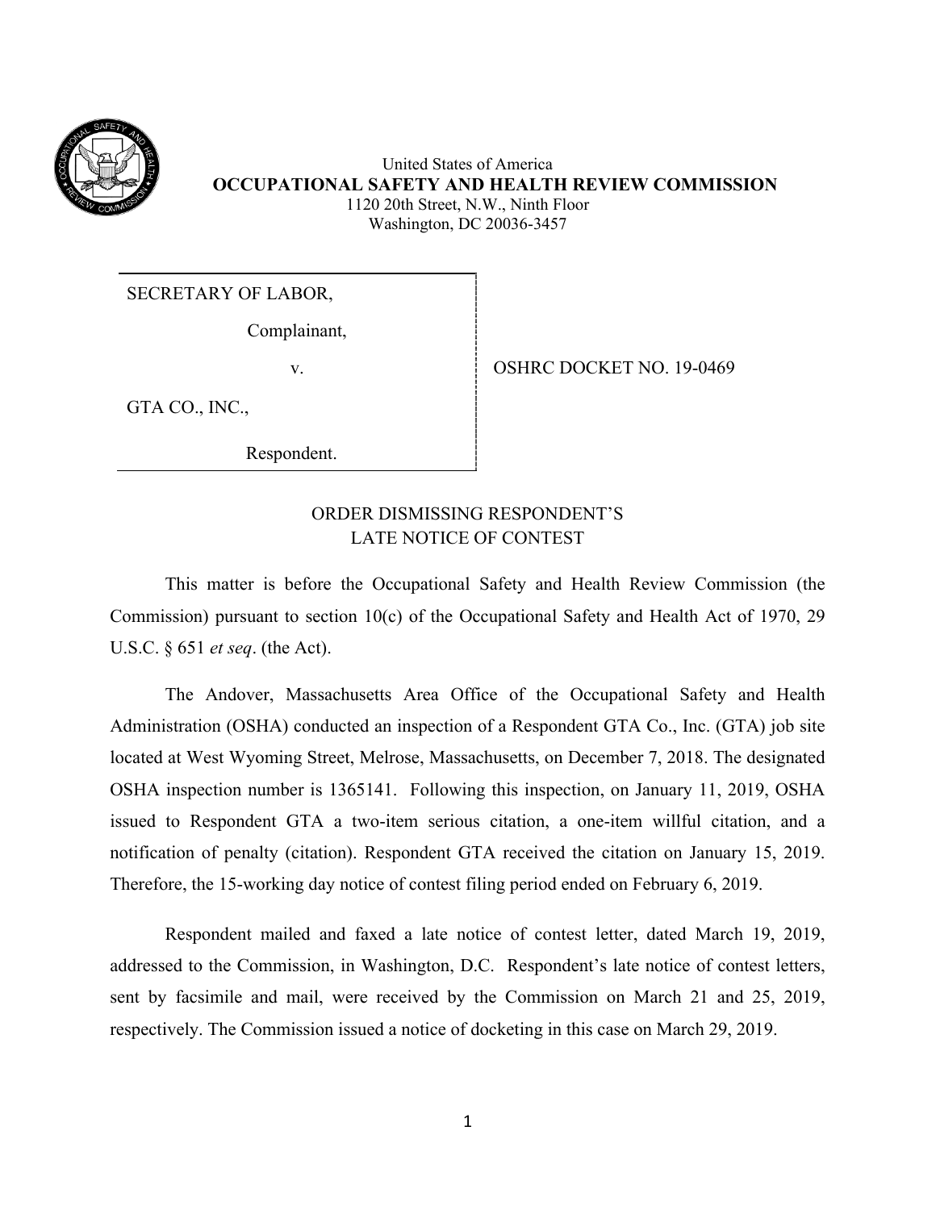United States of America
**OCCUPATIONAL SAFETY AND HEALTH REVIEW COMMISSION**
1120 20th Street, N.W., Ninth Floor
Washington, DC 20036-3457

| | |
|---|---|
| SECRETARY OF LABOR, <br> Complainant, <br> v. <br> GTA CO., INC., <br> Respondent. | OSHRC DOCKET NO. 19-0469 |

ORDER DISMISSING RESPONDENT'S LATE NOTICE OF CONTEST

This matter is before the Occupational Safety and Health Review Commission (the Commission) pursuant to section 10(c) of the Occupational Safety and Health Act of 1970, 29 U.S.C. § 651 *et seq*. (the Act).

The Andover, Massachusetts Area Office of the Occupational Safety and Health Administration (OSHA) conducted an inspection of a Respondent GTA Co., Inc. (GTA) job site located at West Wyoming Street, Melrose, Massachusetts, on December 7, 2018. The designated OSHA inspection number is 1365141. Following this inspection, on January 11, 2019, OSHA issued to Respondent GTA a two-item serious citation, a one-item willful citation, and a notification of penalty (citation). Respondent GTA received the citation on January 15, 2019. Therefore, the 15-working day notice of contest filing period ended on February 6, 2019.

Respondent mailed and faxed a late notice of contest letter, dated March 19, 2019, addressed to the Commission, in Washington, D.C. Respondent's late notice of contest letters, sent by facsimile and mail, were received by the Commission on March 21 and 25, 2019, respectively. The Commission issued a notice of docketing in this case on March 29, 2019.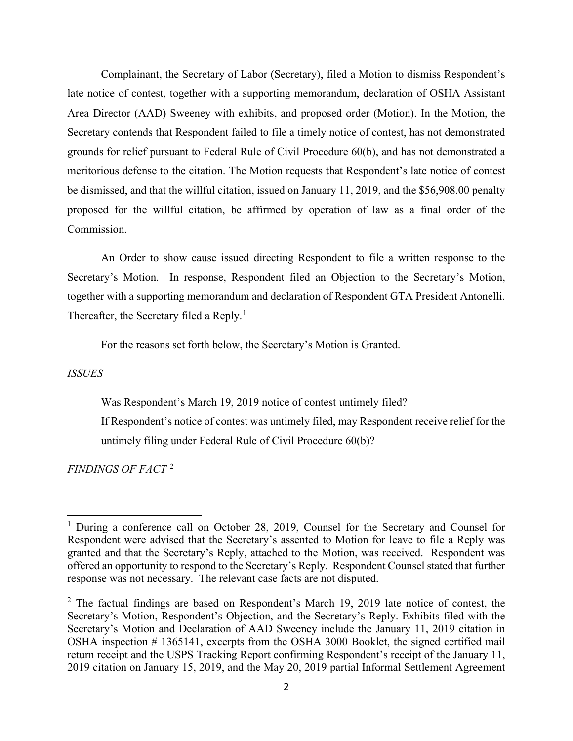Complainant, the Secretary of Labor (Secretary), filed a Motion to dismiss Respondent's late notice of contest, together with a supporting memorandum, declaration of OSHA Assistant Area Director (AAD) Sweeney with exhibits, and proposed order (Motion). In the Motion, the Secretary contends that Respondent failed to file a timely notice of contest, has not demonstrated grounds for relief pursuant to Federal Rule of Civil Procedure 60(b), and has not demonstrated a meritorious defense to the citation. The Motion requests that Respondent's late notice of contest be dismissed, and that the willful citation, issued on January 11, 2019, and the $56,908.00 penalty proposed for the willful citation, be affirmed by operation of law as a final order of the Commission.

An Order to show cause issued directing Respondent to file a written response to the Secretary's Motion. In response, Respondent filed an Objection to the Secretary's Motion, together with a supporting memorandum and declaration of Respondent GTA President Antonelli. Thereafter, the Secretary filed a Reply.[1]

For the reasons set forth below, the Secretary's Motion is Granted.

*ISSUES*

Was Respondent's March 19, 2019 notice of contest untimely filed?

If Respondent's notice of contest was untimely filed, may Respondent receive relief for the untimely filing under Federal Rule of Civil Procedure 60(b)?

*FINDINGS OF FACT* [2]

---

[1] During a conference call on October 28, 2019, Counsel for the Secretary and Counsel for Respondent were advised that the Secretary's assented to Motion for leave to file a Reply was granted and that the Secretary's Reply, attached to the Motion, was received. Respondent was offered an opportunity to respond to the Secretary's Reply. Respondent Counsel stated that further response was not necessary. The relevant case facts are not disputed.

[2] The factual findings are based on Respondent's March 19, 2019 late notice of contest, the Secretary's Motion, Respondent's Objection, and the Secretary's Reply. Exhibits filed with the Secretary's Motion and Declaration of AAD Sweeney include the January 11, 2019 citation in OSHA inspection # 1365141, excerpts from the OSHA 3000 Booklet, the signed certified mail return receipt and the USPS Tracking Report confirming Respondent's receipt of the January 11, 2019 citation on January 15, 2019, and the May 20, 2019 partial Informal Settlement Agreement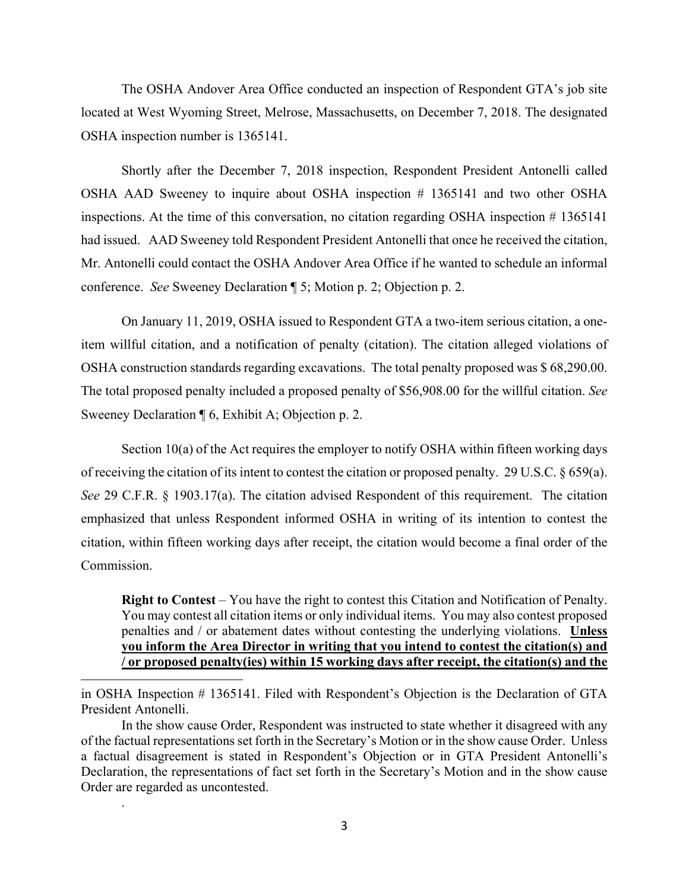The OSHA Andover Area Office conducted an inspection of Respondent GTA's job site located at West Wyoming Street, Melrose, Massachusetts, on December 7, 2018. The designated OSHA inspection number is 1365141.

Shortly after the December 7, 2018 inspection, Respondent President Antonelli called OSHA AAD Sweeney to inquire about OSHA inspection # 1365141 and two other OSHA inspections. At the time of this conversation, no citation regarding OSHA inspection # 1365141 had issued. AAD Sweeney told Respondent President Antonelli that once he received the citation, Mr. Antonelli could contact the OSHA Andover Area Office if he wanted to schedule an informal conference. *See* Sweeney Declaration ¶ 5; Motion p. 2; Objection p. 2.

On January 11, 2019, OSHA issued to Respondent GTA a two-item serious citation, a one-item willful citation, and a notification of penalty (citation). The citation alleged violations of OSHA construction standards regarding excavations. The total penalty proposed was $ 68,290.00. The total proposed penalty included a proposed penalty of $56,908.00 for the willful citation. *See* Sweeney Declaration ¶ 6, Exhibit A; Objection p. 2.

Section 10(a) of the Act requires the employer to notify OSHA within fifteen working days of receiving the citation of its intent to contest the citation or proposed penalty. 29 U.S.C. § 659(a). *See* 29 C.F.R. § 1903.17(a). The citation advised Respondent of this requirement. The citation emphasized that unless Respondent informed OSHA in writing of its intention to contest the citation, within fifteen working days after receipt, the citation would become a final order of the Commission.

> **Right to Contest** – You have the right to contest this Citation and Notification of Penalty. You may contest all citation items or only individual items. You may also contest proposed penalties and / or abatement dates without contesting the underlying violations. **Unless you inform the Area Director in writing that you intend to contest the citation(s) and / or proposed penalty(ies) within 15 working days after receipt, the citation(s) and the**

---

in OSHA Inspection # 1365141. Filed with Respondent's Objection is the Declaration of GTA President Antonelli.

In the show cause Order, Respondent was instructed to state whether it disagreed with any of the factual representations set forth in the Secretary's Motion or in the show cause Order. Unless a factual disagreement is stated in Respondent's Objection or in GTA President Antonelli's Declaration, the representations of fact set forth in the Secretary's Motion and in the show cause Order are regarded as uncontested.

.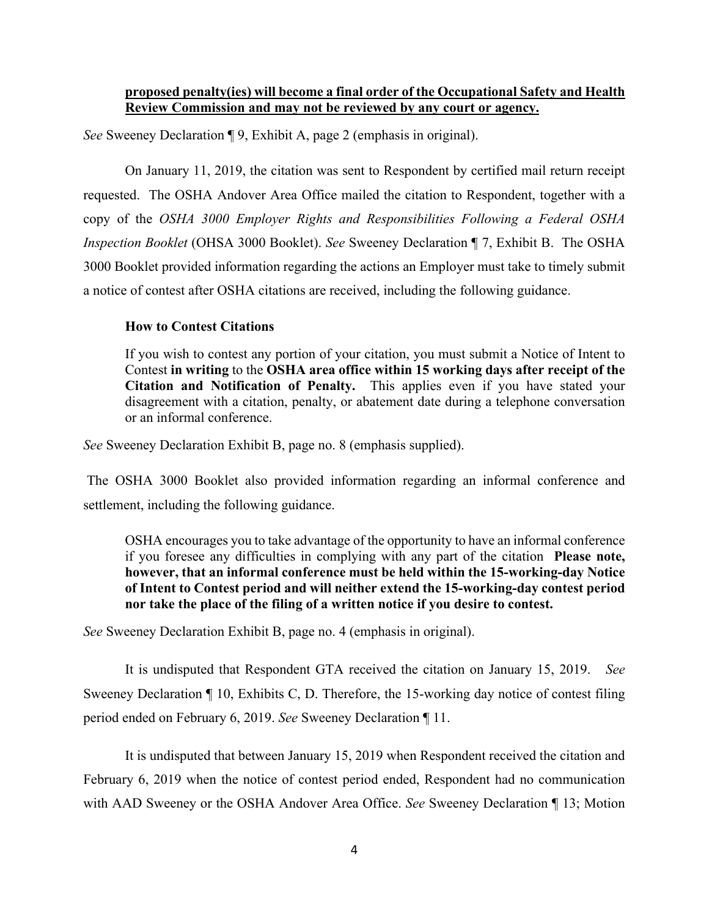> **proposed penalty(ies) will become a final order of the Occupational Safety and Health Review Commission and may not be reviewed by any court or agency.**

*See* Sweeney Declaration ¶ 9, Exhibit A, page 2 (emphasis in original).

On January 11, 2019, the citation was sent to Respondent by certified mail return receipt requested. The OSHA Andover Area Office mailed the citation to Respondent, together with a copy of the *OSHA 3000 Employer Rights and Responsibilities Following a Federal OSHA Inspection Booklet* (OHSA 3000 Booklet). *See* Sweeney Declaration ¶ 7, Exhibit B. The OSHA 3000 Booklet provided information regarding the actions an Employer must take to timely submit a notice of contest after OSHA citations are received, including the following guidance.

> **How to Contest Citations**
>
> If you wish to contest any portion of your citation, you must submit a Notice of Intent to Contest **in writing** to the **OSHA area office within 15 working days after receipt of the Citation and Notification of Penalty.** This applies even if you have stated your disagreement with a citation, penalty, or abatement date during a telephone conversation or an informal conference.

*See* Sweeney Declaration Exhibit B, page no. 8 (emphasis supplied).

The OSHA 3000 Booklet also provided information regarding an informal conference and settlement, including the following guidance.

> OSHA encourages you to take advantage of the opportunity to have an informal conference if you foresee any difficulties in complying with any part of the citation **Please note, however, that an informal conference must be held within the 15-working-day Notice of Intent to Contest period and will neither extend the 15-working-day contest period nor take the place of the filing of a written notice if you desire to contest.**

*See* Sweeney Declaration Exhibit B, page no. 4 (emphasis in original).

It is undisputed that Respondent GTA received the citation on January 15, 2019. *See* Sweeney Declaration ¶ 10, Exhibits C, D. Therefore, the 15-working day notice of contest filing period ended on February 6, 2019. *See* Sweeney Declaration ¶ 11.

It is undisputed that between January 15, 2019 when Respondent received the citation and February 6, 2019 when the notice of contest period ended, Respondent had no communication with AAD Sweeney or the OSHA Andover Area Office. *See* Sweeney Declaration ¶ 13; Motion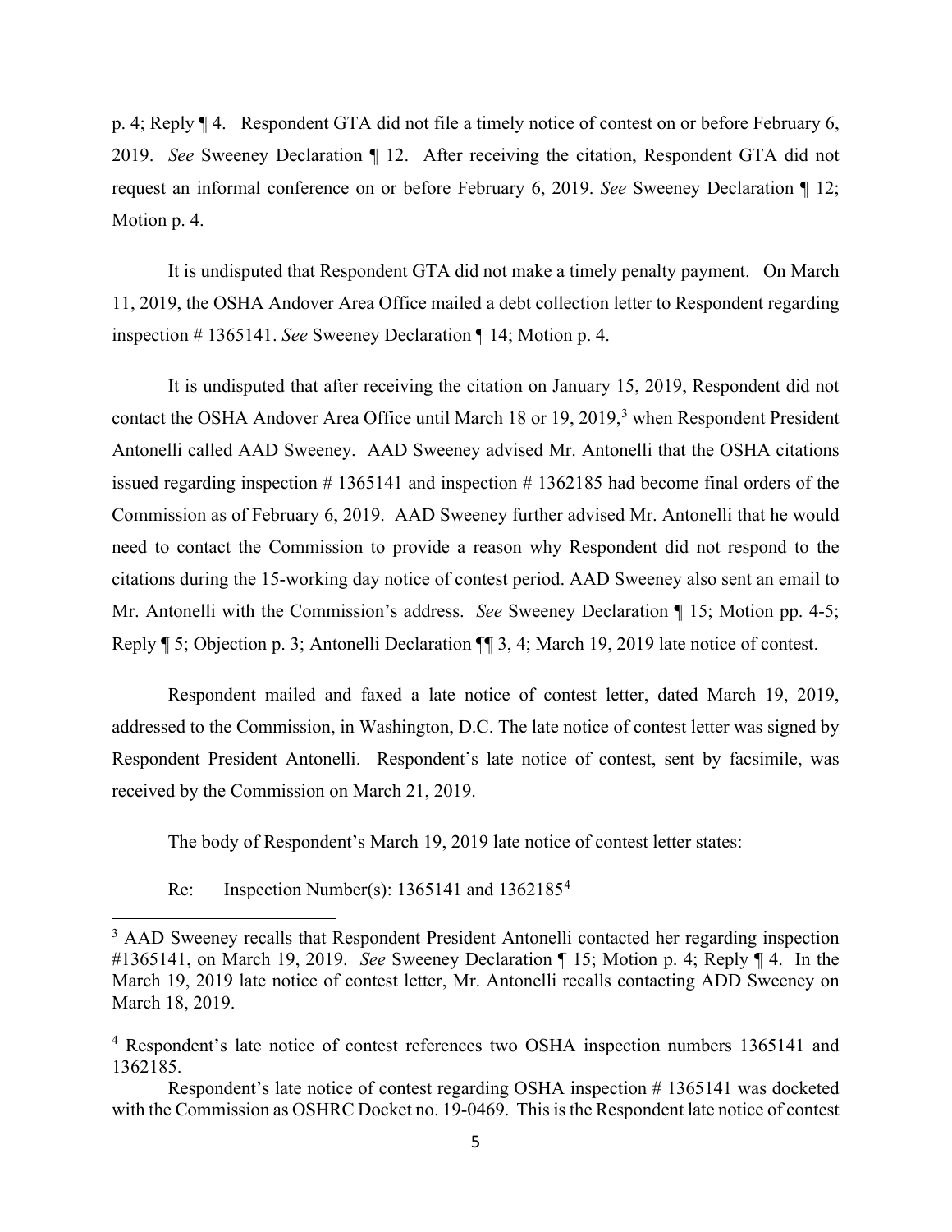p. 4; Reply ¶ 4. Respondent GTA did not file a timely notice of contest on or before February 6, 2019. *See* Sweeney Declaration ¶ 12. After receiving the citation, Respondent GTA did not request an informal conference on or before February 6, 2019. *See* Sweeney Declaration ¶ 12; Motion p. 4.

It is undisputed that Respondent GTA did not make a timely penalty payment. On March 11, 2019, the OSHA Andover Area Office mailed a debt collection letter to Respondent regarding inspection # 1365141. *See* Sweeney Declaration ¶ 14; Motion p. 4.

It is undisputed that after receiving the citation on January 15, 2019, Respondent did not contact the OSHA Andover Area Office until March 18 or 19, 2019,[3] when Respondent President Antonelli called AAD Sweeney. AAD Sweeney advised Mr. Antonelli that the OSHA citations issued regarding inspection # 1365141 and inspection # 1362185 had become final orders of the Commission as of February 6, 2019. AAD Sweeney further advised Mr. Antonelli that he would need to contact the Commission to provide a reason why Respondent did not respond to the citations during the 15-working day notice of contest period. AAD Sweeney also sent an email to Mr. Antonelli with the Commission's address. *See* Sweeney Declaration ¶ 15; Motion pp. 4-5; Reply ¶ 5; Objection p. 3; Antonelli Declaration ¶¶ 3, 4; March 19, 2019 late notice of contest.

Respondent mailed and faxed a late notice of contest letter, dated March 19, 2019, addressed to the Commission, in Washington, D.C. The late notice of contest letter was signed by Respondent President Antonelli. Respondent's late notice of contest, sent by facsimile, was received by the Commission on March 21, 2019.

The body of Respondent's March 19, 2019 late notice of contest letter states:

Re: Inspection Number(s): 1365141 and 1362185[4]

---

[3] AAD Sweeney recalls that Respondent President Antonelli contacted her regarding inspection #1365141, on March 19, 2019. *See* Sweeney Declaration ¶ 15; Motion p. 4; Reply ¶ 4. In the March 19, 2019 late notice of contest letter, Mr. Antonelli recalls contacting ADD Sweeney on March 18, 2019.

[4] Respondent's late notice of contest references two OSHA inspection numbers 1365141 and 1362185.

Respondent's late notice of contest regarding OSHA inspection # 1365141 was docketed with the Commission as OSHRC Docket no. 19-0469. This is the Respondent late notice of contest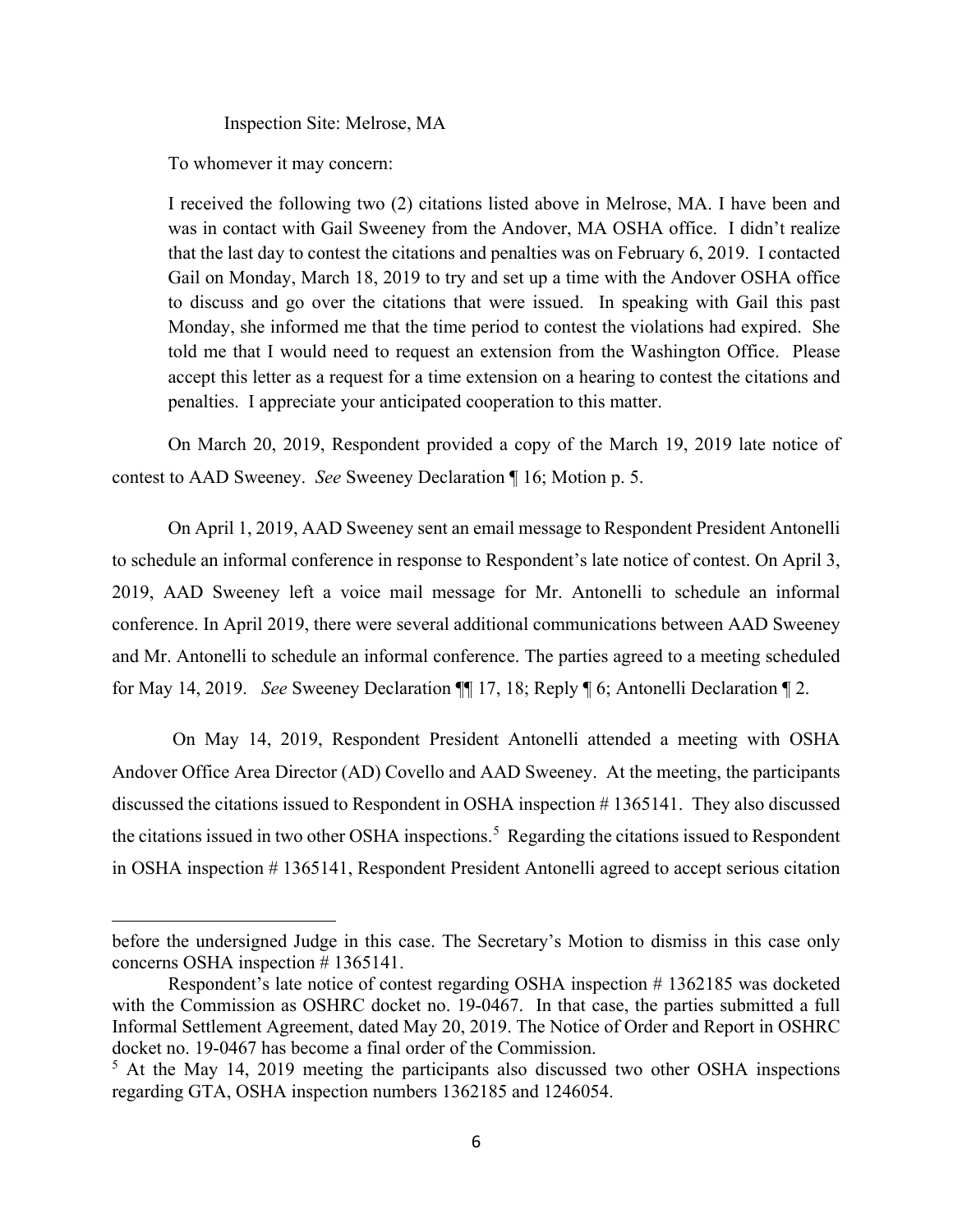Inspection Site: Melrose, MA

To whomever it may concern:

> I received the following two (2) citations listed above in Melrose, MA. I have been and was in contact with Gail Sweeney from the Andover, MA OSHA office. I didn't realize that the last day to contest the citations and penalties was on February 6, 2019. I contacted Gail on Monday, March 18, 2019 to try and set up a time with the Andover OSHA office to discuss and go over the citations that were issued. In speaking with Gail this past Monday, she informed me that the time period to contest the violations had expired. She told me that I would need to request an extension from the Washington Office. Please accept this letter as a request for a time extension on a hearing to contest the citations and penalties. I appreciate your anticipated cooperation to this matter.

On March 20, 2019, Respondent provided a copy of the March 19, 2019 late notice of contest to AAD Sweeney. *See* Sweeney Declaration ¶ 16; Motion p. 5.

On April 1, 2019, AAD Sweeney sent an email message to Respondent President Antonelli to schedule an informal conference in response to Respondent's late notice of contest. On April 3, 2019, AAD Sweeney left a voice mail message for Mr. Antonelli to schedule an informal conference. In April 2019, there were several additional communications between AAD Sweeney and Mr. Antonelli to schedule an informal conference. The parties agreed to a meeting scheduled for May 14, 2019. *See* Sweeney Declaration ¶¶ 17, 18; Reply ¶ 6; Antonelli Declaration ¶ 2.

On May 14, 2019, Respondent President Antonelli attended a meeting with OSHA Andover Office Area Director (AD) Covello and AAD Sweeney. At the meeting, the participants discussed the citations issued to Respondent in OSHA inspection # 1365141. They also discussed the citations issued in two other OSHA inspections.[5] Regarding the citations issued to Respondent in OSHA inspection # 1365141, Respondent President Antonelli agreed to accept serious citation

---

before the undersigned Judge in this case. The Secretary's Motion to dismiss in this case only concerns OSHA inspection # 1365141.

Respondent's late notice of contest regarding OSHA inspection # 1362185 was docketed with the Commission as OSHRC docket no. 19-0467. In that case, the parties submitted a full Informal Settlement Agreement, dated May 20, 2019. The Notice of Order and Report in OSHRC docket no. 19-0467 has become a final order of the Commission.

[5] At the May 14, 2019 meeting the participants also discussed two other OSHA inspections regarding GTA, OSHA inspection numbers 1362185 and 1246054.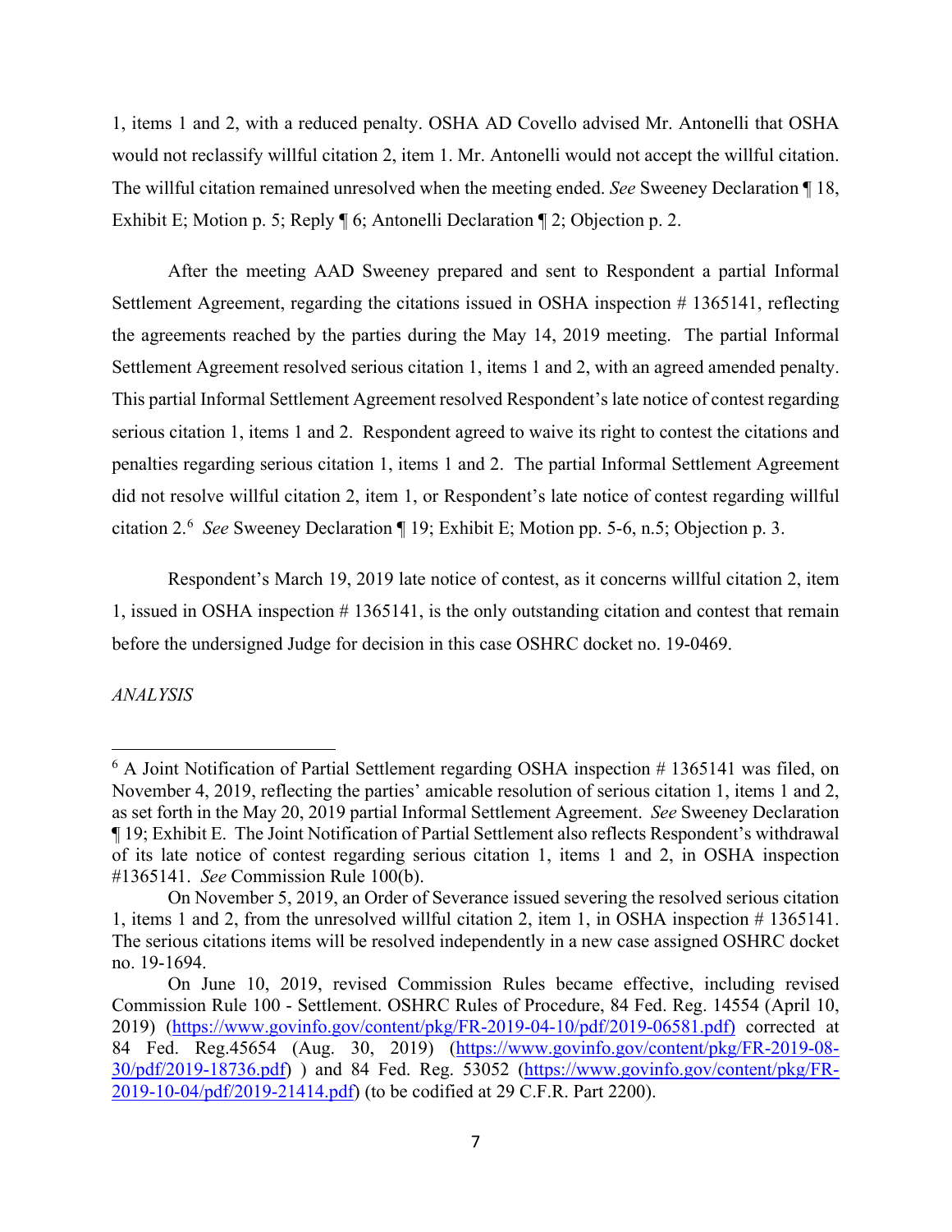1, items 1 and 2, with a reduced penalty. OSHA AD Covello advised Mr. Antonelli that OSHA would not reclassify willful citation 2, item 1. Mr. Antonelli would not accept the willful citation. The willful citation remained unresolved when the meeting ended. *See* Sweeney Declaration ¶ 18, Exhibit E; Motion p. 5; Reply ¶ 6; Antonelli Declaration ¶ 2; Objection p. 2.

After the meeting AAD Sweeney prepared and sent to Respondent a partial Informal Settlement Agreement, regarding the citations issued in OSHA inspection # 1365141, reflecting the agreements reached by the parties during the May 14, 2019 meeting. The partial Informal Settlement Agreement resolved serious citation 1, items 1 and 2, with an agreed amended penalty. This partial Informal Settlement Agreement resolved Respondent's late notice of contest regarding serious citation 1, items 1 and 2. Respondent agreed to waive its right to contest the citations and penalties regarding serious citation 1, items 1 and 2. The partial Informal Settlement Agreement did not resolve willful citation 2, item 1, or Respondent's late notice of contest regarding willful citation 2.[6] *See* Sweeney Declaration ¶ 19; Exhibit E; Motion pp. 5-6, n.5; Objection p. 3.

Respondent's March 19, 2019 late notice of contest, as it concerns willful citation 2, item 1, issued in OSHA inspection # 1365141, is the only outstanding citation and contest that remain before the undersigned Judge for decision in this case OSHRC docket no. 19-0469.

*ANALYSIS*

---

[6] A Joint Notification of Partial Settlement regarding OSHA inspection # 1365141 was filed, on November 4, 2019, reflecting the parties' amicable resolution of serious citation 1, items 1 and 2, as set forth in the May 20, 2019 partial Informal Settlement Agreement. *See* Sweeney Declaration ¶ 19; Exhibit E. The Joint Notification of Partial Settlement also reflects Respondent's withdrawal of its late notice of contest regarding serious citation 1, items 1 and 2, in OSHA inspection #1365141. *See* Commission Rule 100(b).

On November 5, 2019, an Order of Severance issued severing the resolved serious citation 1, items 1 and 2, from the unresolved willful citation 2, item 1, in OSHA inspection # 1365141. The serious citations items will be resolved independently in a new case assigned OSHRC docket no. 19-1694.

On June 10, 2019, revised Commission Rules became effective, including revised Commission Rule 100 - Settlement. OSHRC Rules of Procedure, 84 Fed. Reg. 14554 (April 10, 2019) (https://www.govinfo.gov/content/pkg/FR-2019-04-10/pdf/2019-06581.pdf) corrected at 84 Fed. Reg.45654 (Aug. 30, 2019) (https://www.govinfo.gov/content/pkg/FR-2019-08-30/pdf/2019-18736.pdf) ) and 84 Fed. Reg. 53052 (https://www.govinfo.gov/content/pkg/FR-2019-10-04/pdf/2019-21414.pdf) (to be codified at 29 C.F.R. Part 2200).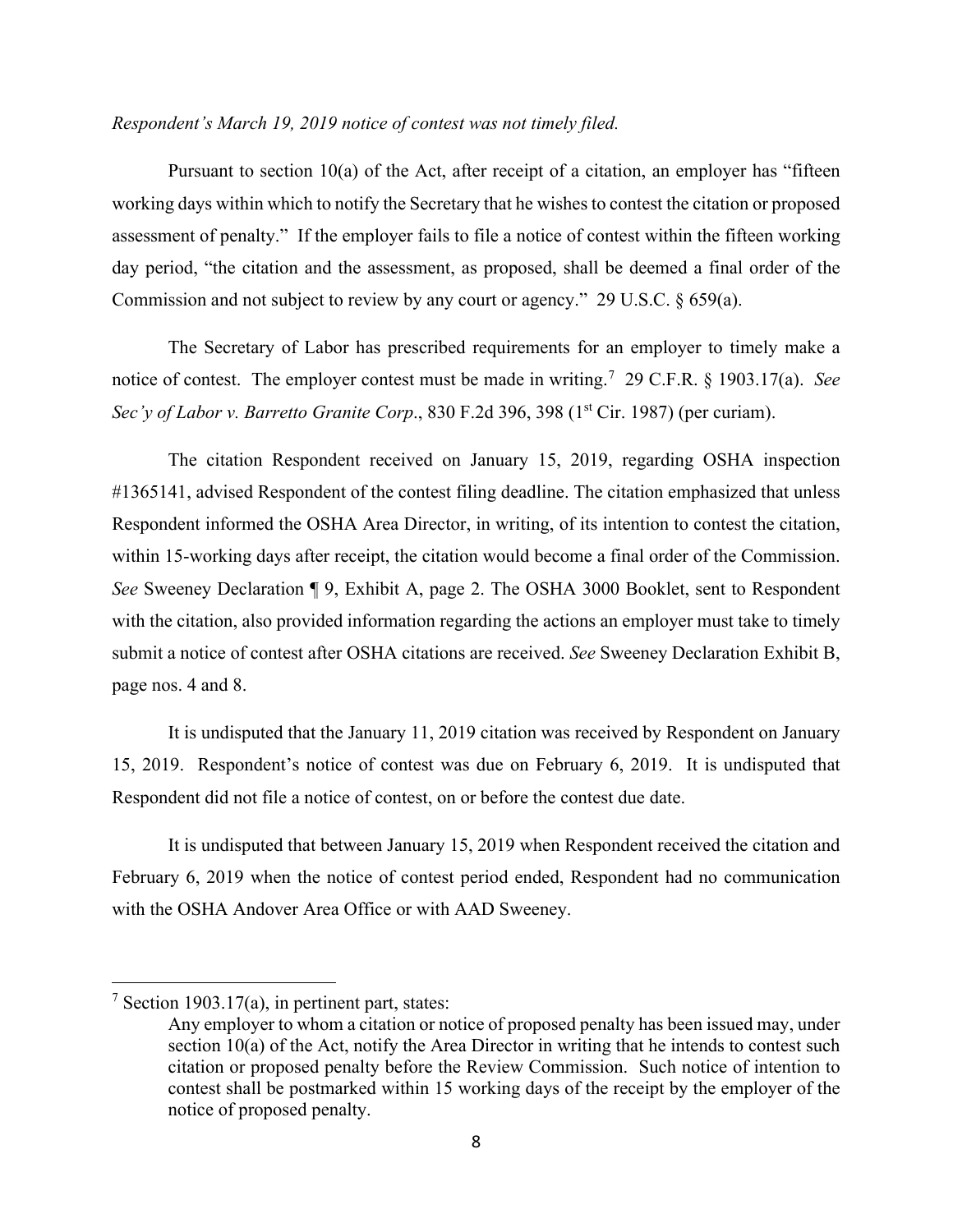*Respondent's March 19, 2019 notice of contest was not timely filed.*

Pursuant to section 10(a) of the Act, after receipt of a citation, an employer has "fifteen working days within which to notify the Secretary that he wishes to contest the citation or proposed assessment of penalty." If the employer fails to file a notice of contest within the fifteen working day period, "the citation and the assessment, as proposed, shall be deemed a final order of the Commission and not subject to review by any court or agency." 29 U.S.C. § 659(a).

The Secretary of Labor has prescribed requirements for an employer to timely make a notice of contest. The employer contest must be made in writing.[7] 29 C.F.R. § 1903.17(a). *See Sec'y of Labor v. Barretto Granite Corp*., 830 F.2d 396, 398 (1st Cir. 1987) (per curiam).

The citation Respondent received on January 15, 2019, regarding OSHA inspection #1365141, advised Respondent of the contest filing deadline. The citation emphasized that unless Respondent informed the OSHA Area Director, in writing, of its intention to contest the citation, within 15-working days after receipt, the citation would become a final order of the Commission. *See* Sweeney Declaration ¶ 9, Exhibit A, page 2. The OSHA 3000 Booklet, sent to Respondent with the citation, also provided information regarding the actions an employer must take to timely submit a notice of contest after OSHA citations are received. *See* Sweeney Declaration Exhibit B, page nos. 4 and 8.

It is undisputed that the January 11, 2019 citation was received by Respondent on January 15, 2019. Respondent's notice of contest was due on February 6, 2019. It is undisputed that Respondent did not file a notice of contest, on or before the contest due date.

It is undisputed that between January 15, 2019 when Respondent received the citation and February 6, 2019 when the notice of contest period ended, Respondent had no communication with the OSHA Andover Area Office or with AAD Sweeney.

---

[7] Section 1903.17(a), in pertinent part, states:

> Any employer to whom a citation or notice of proposed penalty has been issued may, under section 10(a) of the Act, notify the Area Director in writing that he intends to contest such citation or proposed penalty before the Review Commission. Such notice of intention to contest shall be postmarked within 15 working days of the receipt by the employer of the notice of proposed penalty.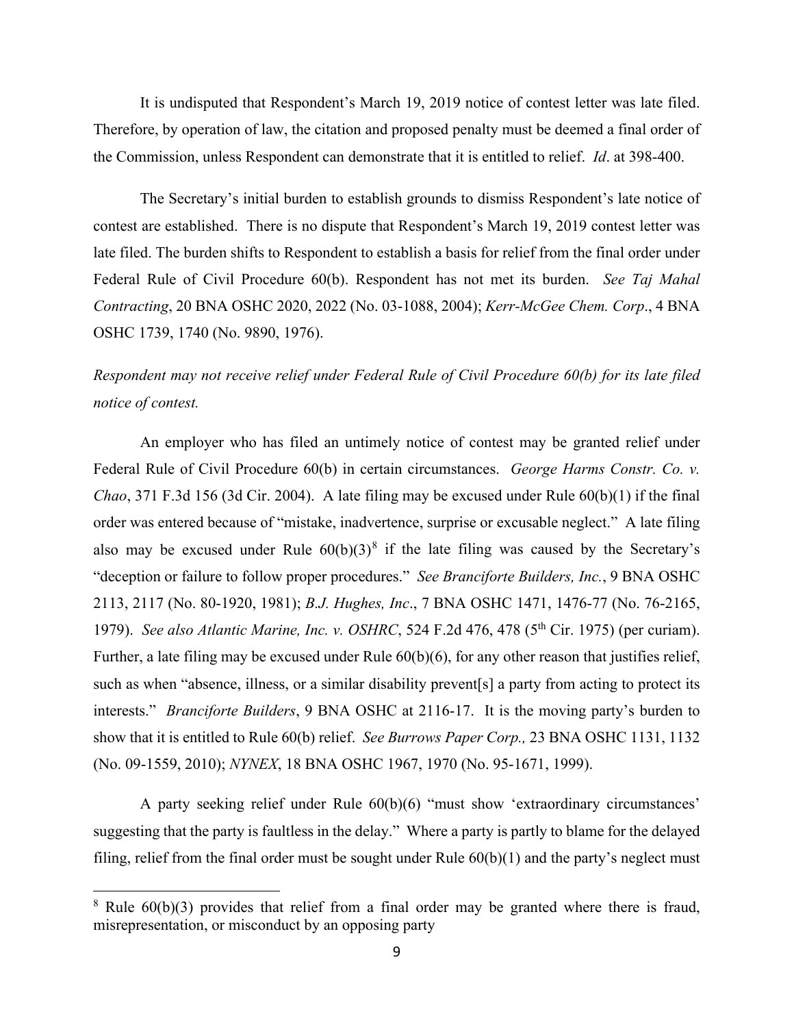It is undisputed that Respondent's March 19, 2019 notice of contest letter was late filed. Therefore, by operation of law, the citation and proposed penalty must be deemed a final order of the Commission, unless Respondent can demonstrate that it is entitled to relief. *Id*. at 398-400.

The Secretary's initial burden to establish grounds to dismiss Respondent's late notice of contest are established. There is no dispute that Respondent's March 19, 2019 contest letter was late filed. The burden shifts to Respondent to establish a basis for relief from the final order under Federal Rule of Civil Procedure 60(b). Respondent has not met its burden. *See Taj Mahal Contracting*, 20 BNA OSHC 2020, 2022 (No. 03-1088, 2004); *Kerr-McGee Chem. Corp*., 4 BNA OSHC 1739, 1740 (No. 9890, 1976).

*Respondent may not receive relief under Federal Rule of Civil Procedure 60(b) for its late filed notice of contest.*

An employer who has filed an untimely notice of contest may be granted relief under Federal Rule of Civil Procedure 60(b) in certain circumstances. *George Harms Constr. Co. v. Chao*, 371 F.3d 156 (3d Cir. 2004). A late filing may be excused under Rule 60(b)(1) if the final order was entered because of "mistake, inadvertence, surprise or excusable neglect." A late filing also may be excused under Rule 60(b)(3)[8] if the late filing was caused by the Secretary's "deception or failure to follow proper procedures." *See Branciforte Builders, Inc.*, 9 BNA OSHC 2113, 2117 (No. 80-1920, 1981); *B.J. Hughes, Inc*., 7 BNA OSHC 1471, 1476-77 (No. 76-2165, 1979). *See also Atlantic Marine, Inc. v. OSHRC*, 524 F.2d 476, 478 (5th Cir. 1975) (per curiam). Further, a late filing may be excused under Rule 60(b)(6), for any other reason that justifies relief, such as when "absence, illness, or a similar disability prevent[s] a party from acting to protect its interests." *Branciforte Builders*, 9 BNA OSHC at 2116-17. It is the moving party's burden to show that it is entitled to Rule 60(b) relief. *See Burrows Paper Corp.,* 23 BNA OSHC 1131, 1132 (No. 09-1559, 2010); *NYNEX*, 18 BNA OSHC 1967, 1970 (No. 95-1671, 1999).

A party seeking relief under Rule 60(b)(6) "must show 'extraordinary circumstances' suggesting that the party is faultless in the delay." Where a party is partly to blame for the delayed filing, relief from the final order must be sought under Rule 60(b)(1) and the party's neglect must

---

[8] Rule 60(b)(3) provides that relief from a final order may be granted where there is fraud, misrepresentation, or misconduct by an opposing party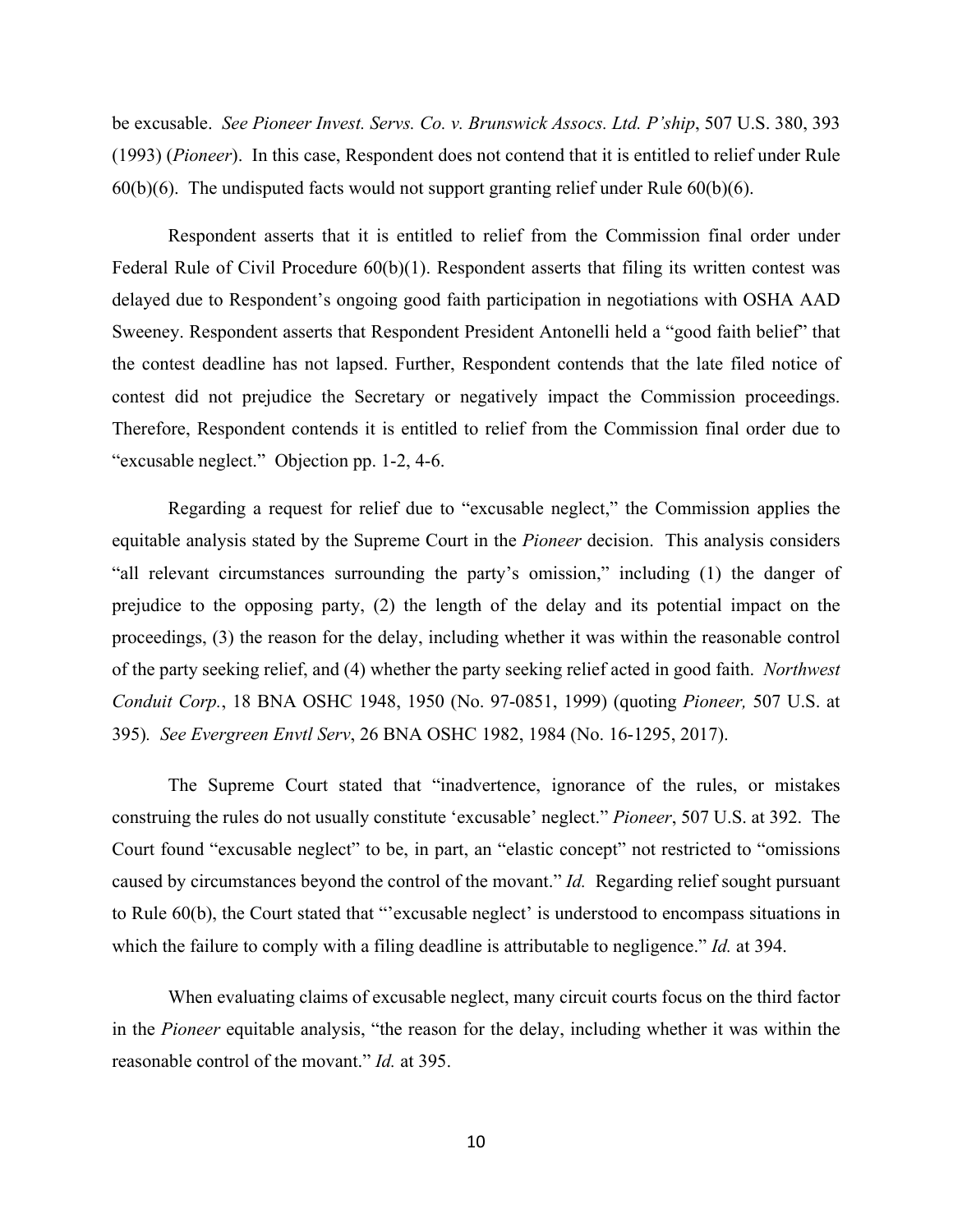be excusable. *See Pioneer Invest. Servs. Co. v. Brunswick Assocs. Ltd. P'ship*, 507 U.S. 380, 393 (1993) (*Pioneer*). In this case, Respondent does not contend that it is entitled to relief under Rule 60(b)(6). The undisputed facts would not support granting relief under Rule 60(b)(6).

Respondent asserts that it is entitled to relief from the Commission final order under Federal Rule of Civil Procedure 60(b)(1). Respondent asserts that filing its written contest was delayed due to Respondent's ongoing good faith participation in negotiations with OSHA AAD Sweeney. Respondent asserts that Respondent President Antonelli held a "good faith belief" that the contest deadline has not lapsed. Further, Respondent contends that the late filed notice of contest did not prejudice the Secretary or negatively impact the Commission proceedings. Therefore, Respondent contends it is entitled to relief from the Commission final order due to "excusable neglect." Objection pp. 1-2, 4-6.

Regarding a request for relief due to "excusable neglect," the Commission applies the equitable analysis stated by the Supreme Court in the *Pioneer* decision. This analysis considers "all relevant circumstances surrounding the party's omission," including (1) the danger of prejudice to the opposing party, (2) the length of the delay and its potential impact on the proceedings, (3) the reason for the delay, including whether it was within the reasonable control of the party seeking relief, and (4) whether the party seeking relief acted in good faith. *Northwest Conduit Corp.*, 18 BNA OSHC 1948, 1950 (No. 97-0851, 1999) (quoting *Pioneer,* 507 U.S. at 395). *See Evergreen Envtl Serv*, 26 BNA OSHC 1982, 1984 (No. 16-1295, 2017).

The Supreme Court stated that "inadvertence, ignorance of the rules, or mistakes construing the rules do not usually constitute 'excusable' neglect." *Pioneer*, 507 U.S. at 392. The Court found "excusable neglect" to be, in part, an "elastic concept" not restricted to "omissions caused by circumstances beyond the control of the movant." *Id.* Regarding relief sought pursuant to Rule 60(b), the Court stated that "'excusable neglect' is understood to encompass situations in which the failure to comply with a filing deadline is attributable to negligence." *Id.* at 394.

When evaluating claims of excusable neglect, many circuit courts focus on the third factor in the *Pioneer* equitable analysis, "the reason for the delay, including whether it was within the reasonable control of the movant." *Id.* at 395.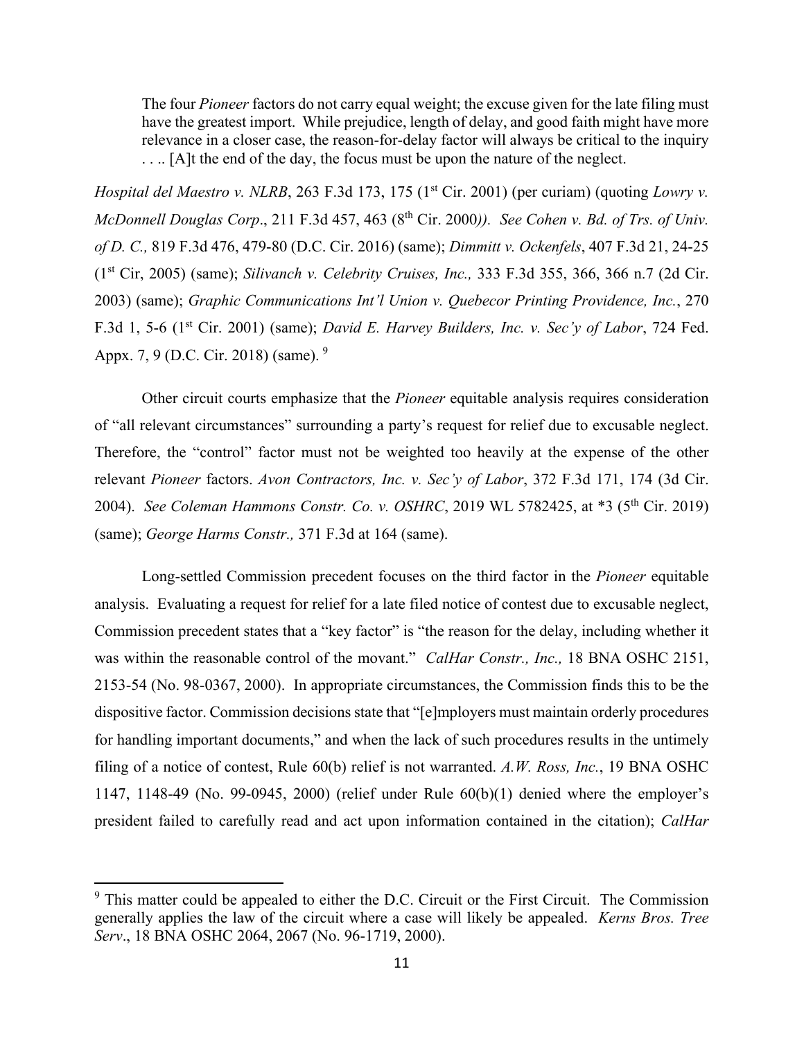> The four *Pioneer* factors do not carry equal weight; the excuse given for the late filing must have the greatest import. While prejudice, length of delay, and good faith might have more relevance in a closer case, the reason-for-delay factor will always be critical to the inquiry . . .. [A]t the end of the day, the focus must be upon the nature of the neglect.

*Hospital del Maestro v. NLRB*, 263 F.3d 173, 175 (1st Cir. 2001) (per curiam) (quoting *Lowry v. McDonnell Douglas Corp*., 211 F.3d 457, 463 (8th Cir. 2000)). *See Cohen v. Bd. of Trs. of Univ. of D. C.,* 819 F.3d 476, 479-80 (D.C. Cir. 2016) (same); *Dimmitt v. Ockenfels*, 407 F.3d 21, 24-25 (1st Cir, 2005) (same); *Silivanch v. Celebrity Cruises, Inc.,* 333 F.3d 355, 366, 366 n.7 (2d Cir. 2003) (same); *Graphic Communications Int'l Union v. Quebecor Printing Providence, Inc.*, 270 F.3d 1, 5-6 (1st Cir. 2001) (same); *David E. Harvey Builders, Inc. v. Sec'y of Labor*, 724 Fed. Appx. 7, 9 (D.C. Cir. 2018) (same). [9]

Other circuit courts emphasize that the *Pioneer* equitable analysis requires consideration of "all relevant circumstances" surrounding a party's request for relief due to excusable neglect. Therefore, the "control" factor must not be weighted too heavily at the expense of the other relevant *Pioneer* factors. *Avon Contractors, Inc. v. Sec'y of Labor*, 372 F.3d 171, 174 (3d Cir. 2004). *See Coleman Hammons Constr. Co. v. OSHRC*, 2019 WL 5782425, at *3 (5th Cir. 2019) (same); *George Harms Constr.,* 371 F.3d at 164 (same).

Long-settled Commission precedent focuses on the third factor in the *Pioneer* equitable analysis. Evaluating a request for relief for a late filed notice of contest due to excusable neglect, Commission precedent states that a "key factor" is "the reason for the delay, including whether it was within the reasonable control of the movant." *CalHar Constr., Inc.,* 18 BNA OSHC 2151, 2153-54 (No. 98-0367, 2000). In appropriate circumstances, the Commission finds this to be the dispositive factor. Commission decisions state that "[e]mployers must maintain orderly procedures for handling important documents," and when the lack of such procedures results in the untimely filing of a notice of contest, Rule 60(b) relief is not warranted. *A.W. Ross, Inc.*, 19 BNA OSHC 1147, 1148-49 (No. 99-0945, 2000) (relief under Rule 60(b)(1) denied where the employer's president failed to carefully read and act upon information contained in the citation); *CalHar*

---

[9] This matter could be appealed to either the D.C. Circuit or the First Circuit. The Commission generally applies the law of the circuit where a case will likely be appealed. *Kerns Bros. Tree Serv*., 18 BNA OSHC 2064, 2067 (No. 96-1719, 2000).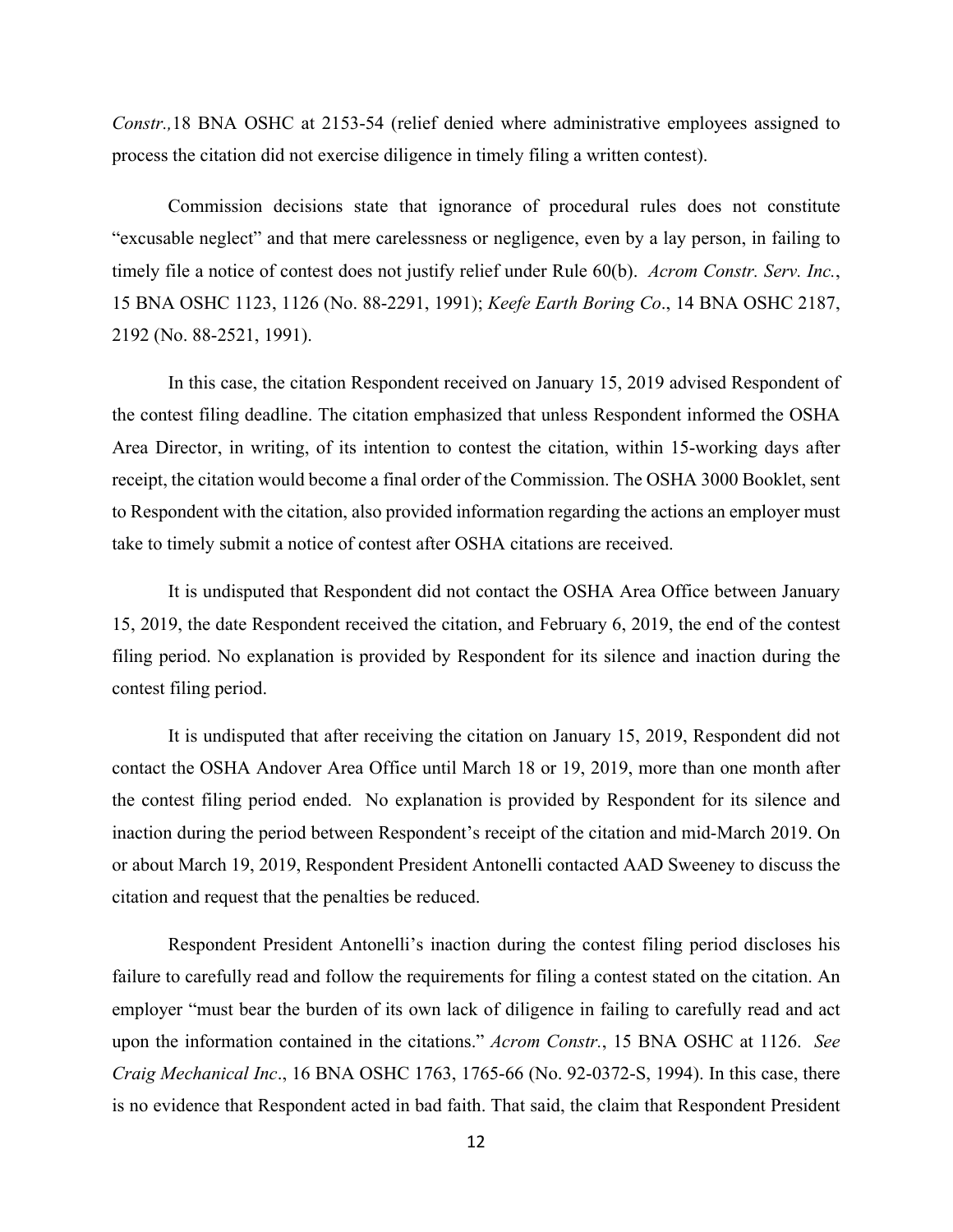*Constr.,*18 BNA OSHC at 2153-54 (relief denied where administrative employees assigned to process the citation did not exercise diligence in timely filing a written contest).

Commission decisions state that ignorance of procedural rules does not constitute "excusable neglect" and that mere carelessness or negligence, even by a lay person, in failing to timely file a notice of contest does not justify relief under Rule 60(b). *Acrom Constr. Serv. Inc.*, 15 BNA OSHC 1123, 1126 (No. 88-2291, 1991); *Keefe Earth Boring Co*., 14 BNA OSHC 2187, 2192 (No. 88-2521, 1991).

In this case, the citation Respondent received on January 15, 2019 advised Respondent of the contest filing deadline. The citation emphasized that unless Respondent informed the OSHA Area Director, in writing, of its intention to contest the citation, within 15-working days after receipt, the citation would become a final order of the Commission. The OSHA 3000 Booklet, sent to Respondent with the citation, also provided information regarding the actions an employer must take to timely submit a notice of contest after OSHA citations are received.

It is undisputed that Respondent did not contact the OSHA Area Office between January 15, 2019, the date Respondent received the citation, and February 6, 2019, the end of the contest filing period. No explanation is provided by Respondent for its silence and inaction during the contest filing period.

It is undisputed that after receiving the citation on January 15, 2019, Respondent did not contact the OSHA Andover Area Office until March 18 or 19, 2019, more than one month after the contest filing period ended. No explanation is provided by Respondent for its silence and inaction during the period between Respondent's receipt of the citation and mid-March 2019. On or about March 19, 2019, Respondent President Antonelli contacted AAD Sweeney to discuss the citation and request that the penalties be reduced.

Respondent President Antonelli's inaction during the contest filing period discloses his failure to carefully read and follow the requirements for filing a contest stated on the citation. An employer "must bear the burden of its own lack of diligence in failing to carefully read and act upon the information contained in the citations." *Acrom Constr.*, 15 BNA OSHC at 1126. *See Craig Mechanical Inc*., 16 BNA OSHC 1763, 1765-66 (No. 92-0372-S, 1994). In this case, there is no evidence that Respondent acted in bad faith. That said, the claim that Respondent President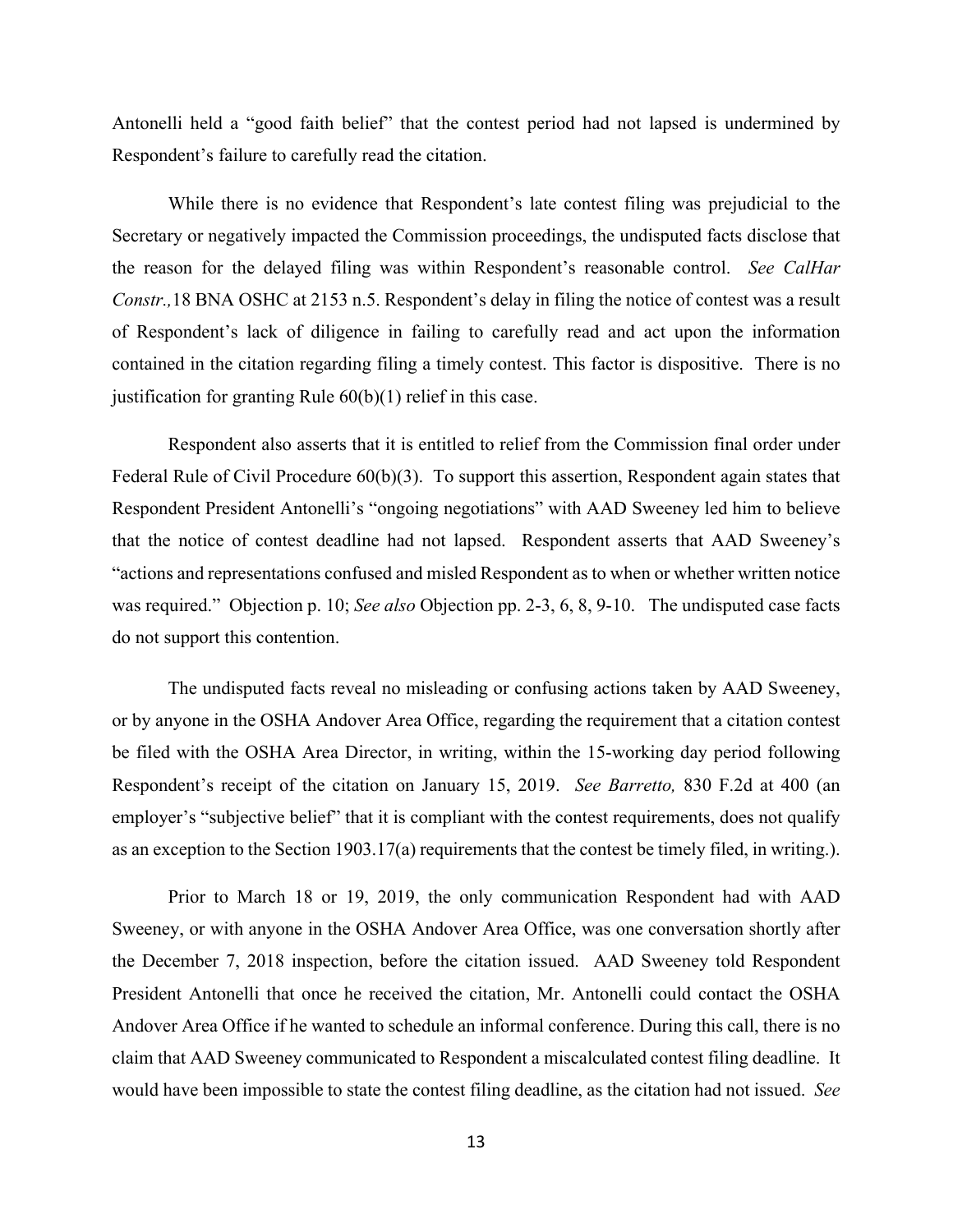Antonelli held a "good faith belief" that the contest period had not lapsed is undermined by Respondent's failure to carefully read the citation.

While there is no evidence that Respondent's late contest filing was prejudicial to the Secretary or negatively impacted the Commission proceedings, the undisputed facts disclose that the reason for the delayed filing was within Respondent's reasonable control. *See CalHar Constr.,*18 BNA OSHC at 2153 n.5. Respondent's delay in filing the notice of contest was a result of Respondent's lack of diligence in failing to carefully read and act upon the information contained in the citation regarding filing a timely contest. This factor is dispositive. There is no justification for granting Rule 60(b)(1) relief in this case.

Respondent also asserts that it is entitled to relief from the Commission final order under Federal Rule of Civil Procedure 60(b)(3). To support this assertion, Respondent again states that Respondent President Antonelli's "ongoing negotiations" with AAD Sweeney led him to believe that the notice of contest deadline had not lapsed. Respondent asserts that AAD Sweeney's "actions and representations confused and misled Respondent as to when or whether written notice was required." Objection p. 10; *See also* Objection pp. 2-3, 6, 8, 9-10. The undisputed case facts do not support this contention.

The undisputed facts reveal no misleading or confusing actions taken by AAD Sweeney, or by anyone in the OSHA Andover Area Office, regarding the requirement that a citation contest be filed with the OSHA Area Director, in writing, within the 15-working day period following Respondent's receipt of the citation on January 15, 2019. *See Barretto,* 830 F.2d at 400 (an employer's "subjective belief" that it is compliant with the contest requirements, does not qualify as an exception to the Section 1903.17(a) requirements that the contest be timely filed, in writing.).

Prior to March 18 or 19, 2019, the only communication Respondent had with AAD Sweeney, or with anyone in the OSHA Andover Area Office, was one conversation shortly after the December 7, 2018 inspection, before the citation issued. AAD Sweeney told Respondent President Antonelli that once he received the citation, Mr. Antonelli could contact the OSHA Andover Area Office if he wanted to schedule an informal conference. During this call, there is no claim that AAD Sweeney communicated to Respondent a miscalculated contest filing deadline. It would have been impossible to state the contest filing deadline, as the citation had not issued. *See*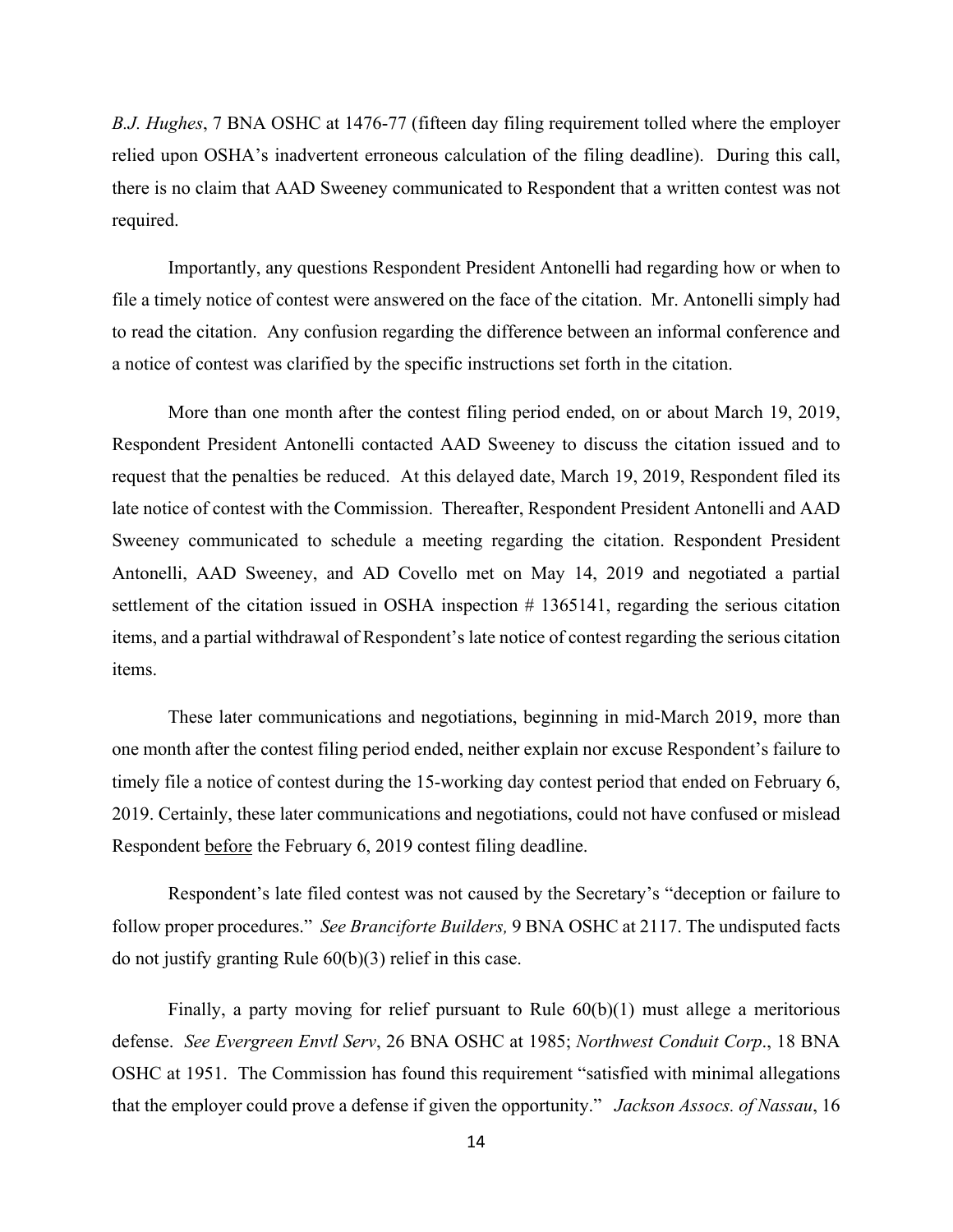*B.J. Hughes*, 7 BNA OSHC at 1476-77 (fifteen day filing requirement tolled where the employer relied upon OSHA's inadvertent erroneous calculation of the filing deadline). During this call, there is no claim that AAD Sweeney communicated to Respondent that a written contest was not required.

Importantly, any questions Respondent President Antonelli had regarding how or when to file a timely notice of contest were answered on the face of the citation. Mr. Antonelli simply had to read the citation. Any confusion regarding the difference between an informal conference and a notice of contest was clarified by the specific instructions set forth in the citation.

More than one month after the contest filing period ended, on or about March 19, 2019, Respondent President Antonelli contacted AAD Sweeney to discuss the citation issued and to request that the penalties be reduced. At this delayed date, March 19, 2019, Respondent filed its late notice of contest with the Commission. Thereafter, Respondent President Antonelli and AAD Sweeney communicated to schedule a meeting regarding the citation. Respondent President Antonelli, AAD Sweeney, and AD Covello met on May 14, 2019 and negotiated a partial settlement of the citation issued in OSHA inspection # 1365141, regarding the serious citation items, and a partial withdrawal of Respondent's late notice of contest regarding the serious citation items.

These later communications and negotiations, beginning in mid-March 2019, more than one month after the contest filing period ended, neither explain nor excuse Respondent's failure to timely file a notice of contest during the 15-working day contest period that ended on February 6, 2019. Certainly, these later communications and negotiations, could not have confused or mislead Respondent <u>before</u> the February 6, 2019 contest filing deadline.

Respondent's late filed contest was not caused by the Secretary's "deception or failure to follow proper procedures." *See Branciforte Builders,* 9 BNA OSHC at 2117. The undisputed facts do not justify granting Rule 60(b)(3) relief in this case.

Finally, a party moving for relief pursuant to Rule 60(b)(1) must allege a meritorious defense. *See Evergreen Envtl Serv*, 26 BNA OSHC at 1985; *Northwest Conduit Corp*., 18 BNA OSHC at 1951. The Commission has found this requirement "satisfied with minimal allegations that the employer could prove a defense if given the opportunity." *Jackson Assocs. of Nassau*, 16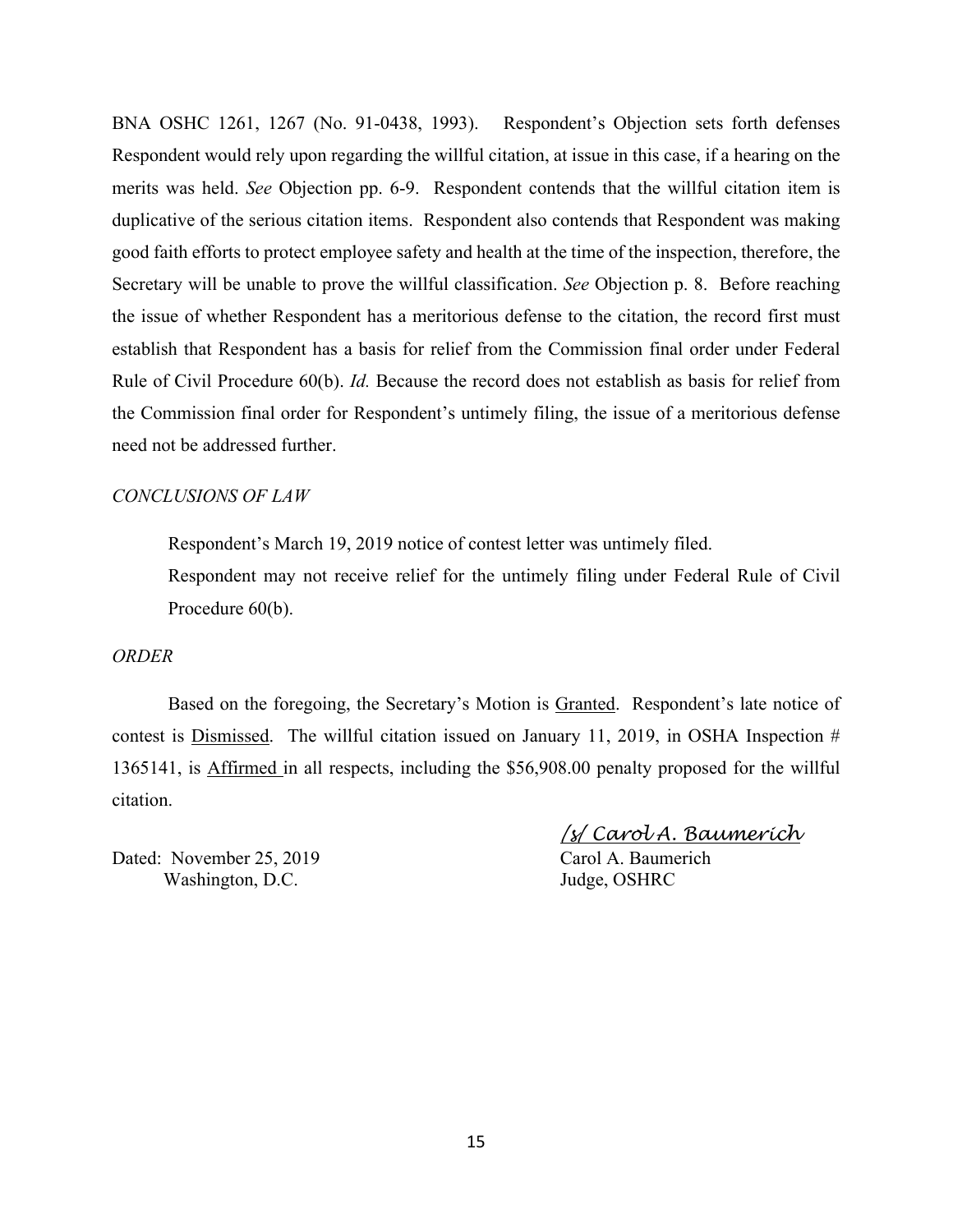BNA OSHC 1261, 1267 (No. 91-0438, 1993). Respondent's Objection sets forth defenses Respondent would rely upon regarding the willful citation, at issue in this case, if a hearing on the merits was held. *See* Objection pp. 6-9. Respondent contends that the willful citation item is duplicative of the serious citation items. Respondent also contends that Respondent was making good faith efforts to protect employee safety and health at the time of the inspection, therefore, the Secretary will be unable to prove the willful classification. *See* Objection p. 8. Before reaching the issue of whether Respondent has a meritorious defense to the citation, the record first must establish that Respondent has a basis for relief from the Commission final order under Federal Rule of Civil Procedure 60(b). *Id.* Because the record does not establish as basis for relief from the Commission final order for Respondent's untimely filing, the issue of a meritorious defense need not be addressed further.

*CONCLUSIONS OF LAW*

Respondent's March 19, 2019 notice of contest letter was untimely filed.

Respondent may not receive relief for the untimely filing under Federal Rule of Civil Procedure 60(b).

*ORDER*

Based on the foregoing, the Secretary's Motion is Granted. Respondent's late notice of contest is Dismissed. The willful citation issued on January 11, 2019, in OSHA Inspection # 1365141, is Affirmed in all respects, including the $56,908.00 penalty proposed for the willful citation.

/s/ Carol A. Baumerich

Dated: November 25, 2019
Washington, D.C.

Carol A. Baumerich
Judge, OSHRC